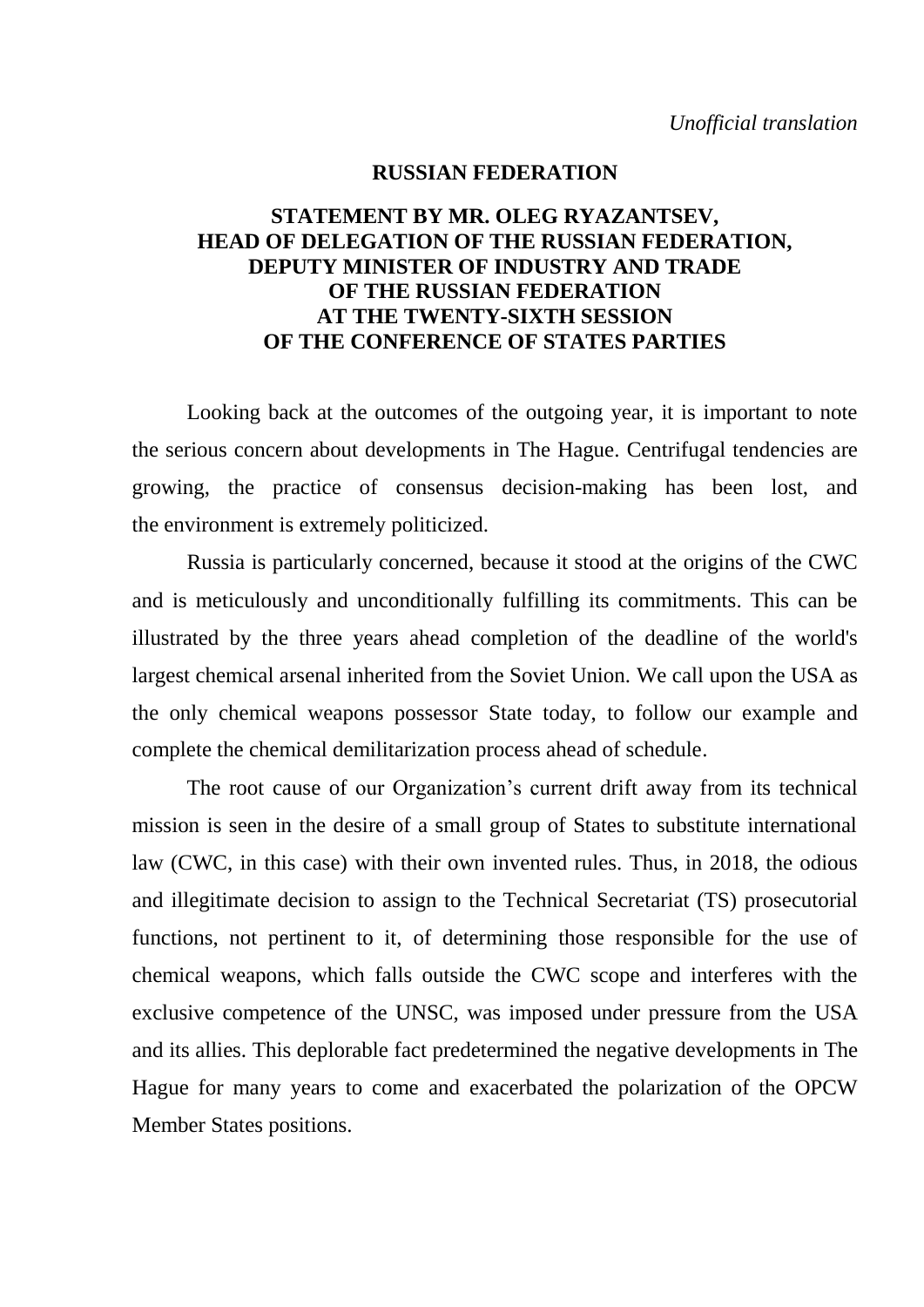*Unofficial translation*

**RUSSIAN FEDERATION**

**STATEMENT BY MR. OLEG RYAZANTSEV,
HEAD OF DELEGATION OF THE RUSSIAN FEDERATION,
DEPUTY MINISTER OF INDUSTRY AND TRADE
OF THE RUSSIAN FEDERATION
AT THE TWENTY-SIXTH SESSION
OF THE CONFERENCE OF STATES PARTIES**

Looking back at the outcomes of the outgoing year, it is important to note the serious concern about developments in The Hague. Centrifugal tendencies are growing, the practice of consensus decision-making has been lost, and the environment is extremely politicized.

Russia is particularly concerned, because it stood at the origins of the CWC and is meticulously and unconditionally fulfilling its commitments. This can be illustrated by the three years ahead completion of the deadline of the world's largest chemical arsenal inherited from the Soviet Union. We call upon the USA as the only chemical weapons possessor State today, to follow our example and complete the chemical demilitarization process ahead of schedule.

The root cause of our Organization's current drift away from its technical mission is seen in the desire of a small group of States to substitute international law (CWC, in this case) with their own invented rules. Thus, in 2018, the odious and illegitimate decision to assign to the Technical Secretariat (TS) prosecutorial functions, not pertinent to it, of determining those responsible for the use of chemical weapons, which falls outside the CWC scope and interferes with the exclusive competence of the UNSC, was imposed under pressure from the USA and its allies. This deplorable fact predetermined the negative developments in The Hague for many years to come and exacerbated the polarization of the OPCW Member States positions.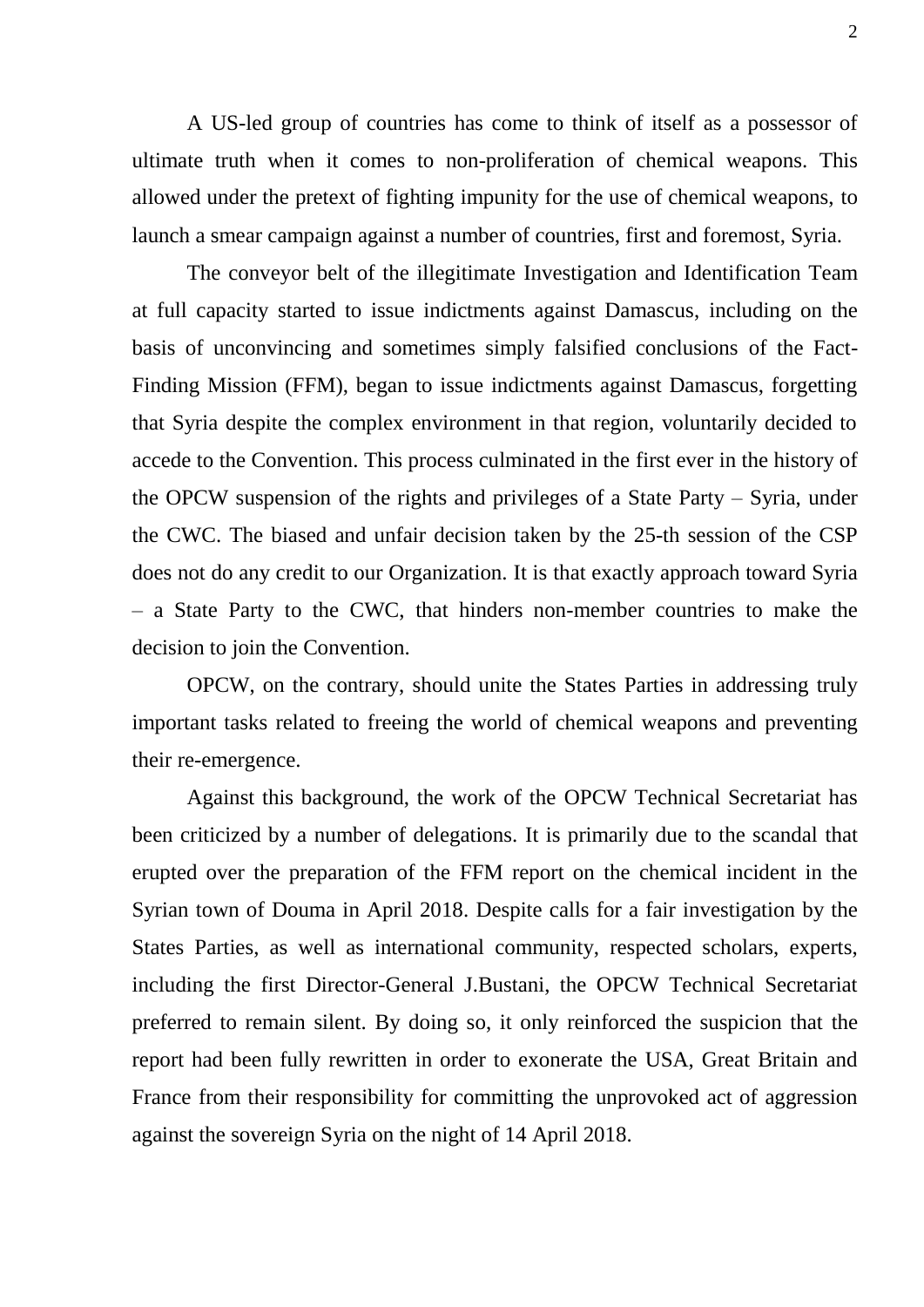A US-led group of countries has come to think of itself as a possessor of ultimate truth when it comes to non-proliferation of chemical weapons. This allowed under the pretext of fighting impunity for the use of chemical weapons, to launch a smear campaign against a number of countries, first and foremost, Syria.

The conveyor belt of the illegitimate Investigation and Identification Team at full capacity started to issue indictments against Damascus, including on the basis of unconvincing and sometimes simply falsified conclusions of the Fact-Finding Mission (FFM), began to issue indictments against Damascus, forgetting that Syria despite the complex environment in that region, voluntarily decided to accede to the Convention. This process culminated in the first ever in the history of the OPCW suspension of the rights and privileges of a State Party – Syria, under the CWC. The biased and unfair decision taken by the 25-th session of the CSP does not do any credit to our Organization. It is that exactly approach toward Syria – a State Party to the CWC, that hinders non-member countries to make the decision to join the Convention.

OPCW, on the contrary, should unite the States Parties in addressing truly important tasks related to freeing the world of chemical weapons and preventing their re-emergence.

Against this background, the work of the OPCW Technical Secretariat has been criticized by a number of delegations. It is primarily due to the scandal that erupted over the preparation of the FFM report on the chemical incident in the Syrian town of Douma in April 2018. Despite calls for a fair investigation by the States Parties, as well as international community, respected scholars, experts, including the first Director-General J.Bustani, the OPCW Technical Secretariat preferred to remain silent. By doing so, it only reinforced the suspicion that the report had been fully rewritten in order to exonerate the USA, Great Britain and France from their responsibility for committing the unprovoked act of aggression against the sovereign Syria on the night of 14 April 2018.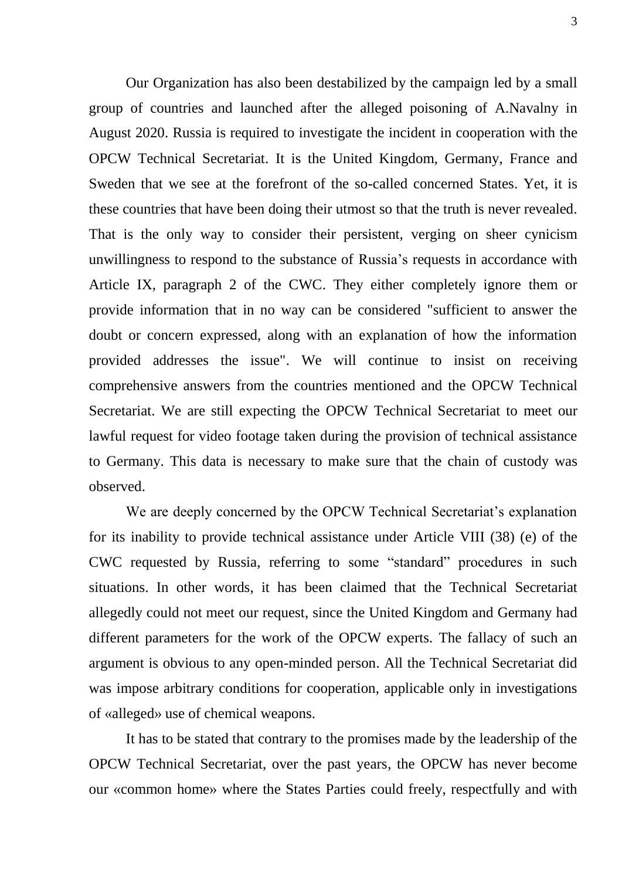Our Organization has also been destabilized by the campaign led by a small group of countries and launched after the alleged poisoning of A.Navalny in August 2020. Russia is required to investigate the incident in cooperation with the OPCW Technical Secretariat. It is the United Kingdom, Germany, France and Sweden that we see at the forefront of the so-called concerned States. Yet, it is these countries that have been doing their utmost so that the truth is never revealed. That is the only way to consider their persistent, verging on sheer cynicism unwillingness to respond to the substance of Russia's requests in accordance with Article IX, paragraph 2 of the CWC. They either completely ignore them or provide information that in no way can be considered "sufficient to answer the doubt or concern expressed, along with an explanation of how the information provided addresses the issue". We will continue to insist on receiving comprehensive answers from the countries mentioned and the OPCW Technical Secretariat. We are still expecting the OPCW Technical Secretariat to meet our lawful request for video footage taken during the provision of technical assistance to Germany. This data is necessary to make sure that the chain of custody was observed.

We are deeply concerned by the OPCW Technical Secretariat's explanation for its inability to provide technical assistance under Article VIII (38) (e) of the CWC requested by Russia, referring to some "standard" procedures in such situations. In other words, it has been claimed that the Technical Secretariat allegedly could not meet our request, since the United Kingdom and Germany had different parameters for the work of the OPCW experts. The fallacy of such an argument is obvious to any open-minded person. All the Technical Secretariat did was impose arbitrary conditions for cooperation, applicable only in investigations of «alleged» use of chemical weapons.

It has to be stated that contrary to the promises made by the leadership of the OPCW Technical Secretariat, over the past years, the OPCW has never become our «common home» where the States Parties could freely, respectfully and with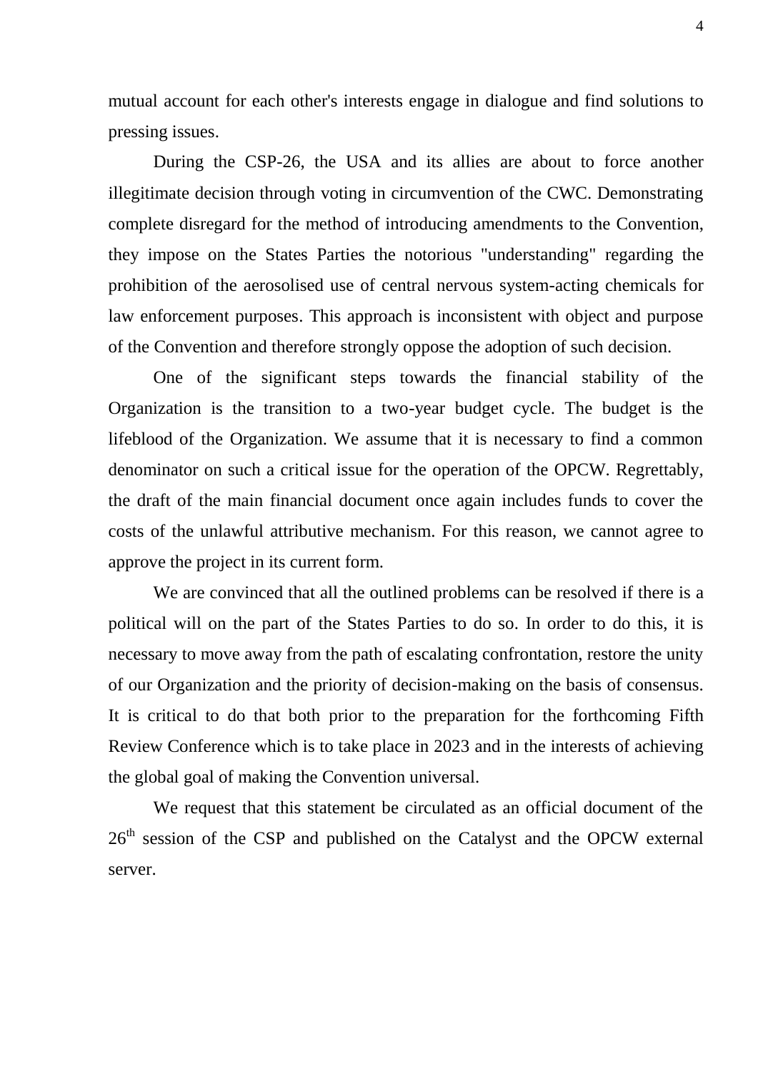mutual account for each other's interests engage in dialogue and find solutions to pressing issues.

During the CSP-26, the USA and its allies are about to force another illegitimate decision through voting in circumvention of the CWC. Demonstrating complete disregard for the method of introducing amendments to the Convention, they impose on the States Parties the notorious "understanding" regarding the prohibition of the aerosolised use of central nervous system-acting chemicals for law enforcement purposes. This approach is inconsistent with object and purpose of the Convention and therefore strongly oppose the adoption of such decision.

One of the significant steps towards the financial stability of the Organization is the transition to a two-year budget cycle. The budget is the lifeblood of the Organization. We assume that it is necessary to find a common denominator on such a critical issue for the operation of the OPCW. Regrettably, the draft of the main financial document once again includes funds to cover the costs of the unlawful attributive mechanism. For this reason, we cannot agree to approve the project in its current form.

We are convinced that all the outlined problems can be resolved if there is a political will on the part of the States Parties to do so. In order to do this, it is necessary to move away from the path of escalating confrontation, restore the unity of our Organization and the priority of decision-making on the basis of consensus. It is critical to do that both prior to the preparation for the forthcoming Fifth Review Conference which is to take place in 2023 and in the interests of achieving the global goal of making the Convention universal.

We request that this statement be circulated as an official document of the 26th session of the CSP and published on the Catalyst and the OPCW external server.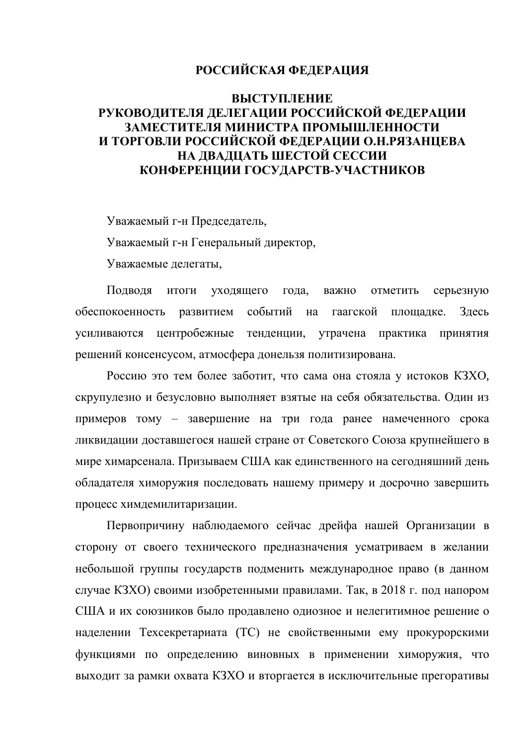# РОССИЙСКАЯ ФЕДЕРАЦИЯ

## ВЫСТУПЛЕНИЕ РУКОВОДИТЕЛЯ ДЕЛЕГАЦИИ РОССИЙСКОЙ ФЕДЕРАЦИИ ЗАМЕСТИТЕЛЯ МИНИСТРА ПРОМЫШЛЕННОСТИ И ТОРГОВЛИ РОССИЙСКОЙ ФЕДЕРАЦИИ О.Н.РЯЗАНЦЕВА НА ДВАДЦАТЬ ШЕСТОЙ СЕССИИ КОНФЕРЕНЦИИ ГОСУДАРСТВ-УЧАСТНИКОВ

Уважаемый г-н Председатель,

Уважаемый г-н Генеральный директор,

Уважаемые делегаты,

Подводя итоги уходящего года, важно отметить серьезную обеспокоенность развитием событий на гаагской площадке. Здесь усиливаются центробежные тенденции, утрачена практика принятия решений консенсусом, атмосфера донельзя политизирована.

Россию это тем более заботит, что сама она стояла у истоков КЗХО, скрупулезно и безусловно выполняет взятые на себя обязательства. Один из примеров тому – завершение на три года ранее намеченного срока ликвидации доставшегося нашей стране от Советского Союза крупнейшего в мире химарсенала. Призываем США как единственного на сегодняшний день обладателя химоружия последовать нашему примеру и досрочно завершить процесс химдемилитаризации.

Первопричину наблюдаемого сейчас дрейфа нашей Организации в сторону от своего технического предназначения усматриваем в желании небольшой группы государств подменить международное право (в данном случае КЗХО) своими изобретенными правилами. Так, в 2018 г. под напором США и их союзников было продавлено одиозное и нелегитимное решение о наделении Техсекретариата (ТС) не свойственными ему прокурорскими функциями по определению виновных в применении химоружия, что выходит за рамки охвата КЗХО и вторгается в исключительные прегоративы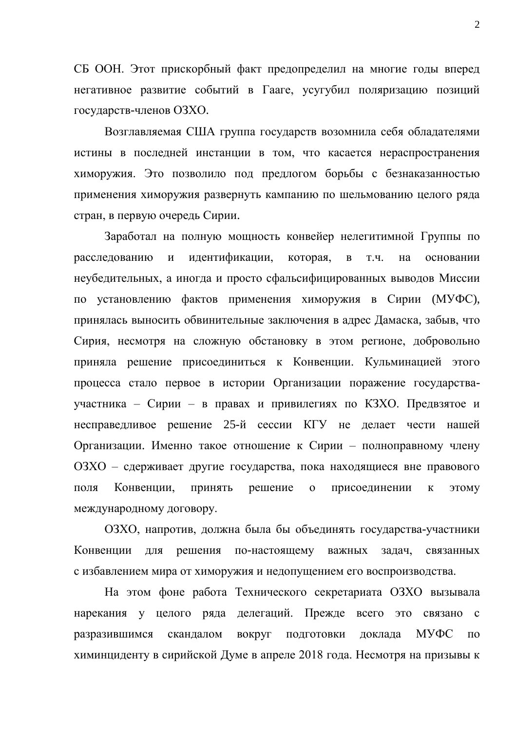СБ ООН. Этот прискорбный факт предопределил на многие годы вперед негативное развитие событий в Гааге, усугубил поляризацию позиций государств-членов ОЗХО.

Возглавляемая США группа государств возомнила себя обладателями истины в последней инстанции в том, что касается нераспространения химоружия. Это позволило под предлогом борьбы с безнаказанностью применения химоружия развернуть кампанию по шельмованию целого ряда стран, в первую очередь Сирии.

Заработал на полную мощность конвейер нелегитимной Группы по расследованию и идентификации, которая, в т.ч. на основании неубедительных, а иногда и просто сфальсифицированных выводов Миссии по установлению фактов применения химоружия в Сирии (МУФС), принялась выносить обвинительные заключения в адрес Дамаска, забыв, что Сирия, несмотря на сложную обстановку в этом регионе, добровольно приняла решение присоединиться к Конвенции. Кульминацией этого процесса стало первое в истории Организации поражение государства-участника – Сирии – в правах и привилегиях по КЗХО. Предвзятое и несправедливое решение 25-й сессии КГУ не делает чести нашей Организации. Именно такое отношение к Сирии – полноправному члену ОЗХО – сдерживает другие государства, пока находящиеся вне правового поля Конвенции, принять решение о присоединении к этому международному договору.

ОЗХО, напротив, должна была бы объединять государства-участники Конвенции для решения по-настоящему важных задач, связанных с избавлением мира от химоружия и недопущением его воспроизводства.

На этом фоне работа Технического секретариата ОЗХО вызывала нарекания у целого ряда делегаций. Прежде всего это связано с разразившимся скандалом вокруг подготовки доклада МУФС по химинциденту в сирийской Думе в апреле 2018 года. Несмотря на призывы к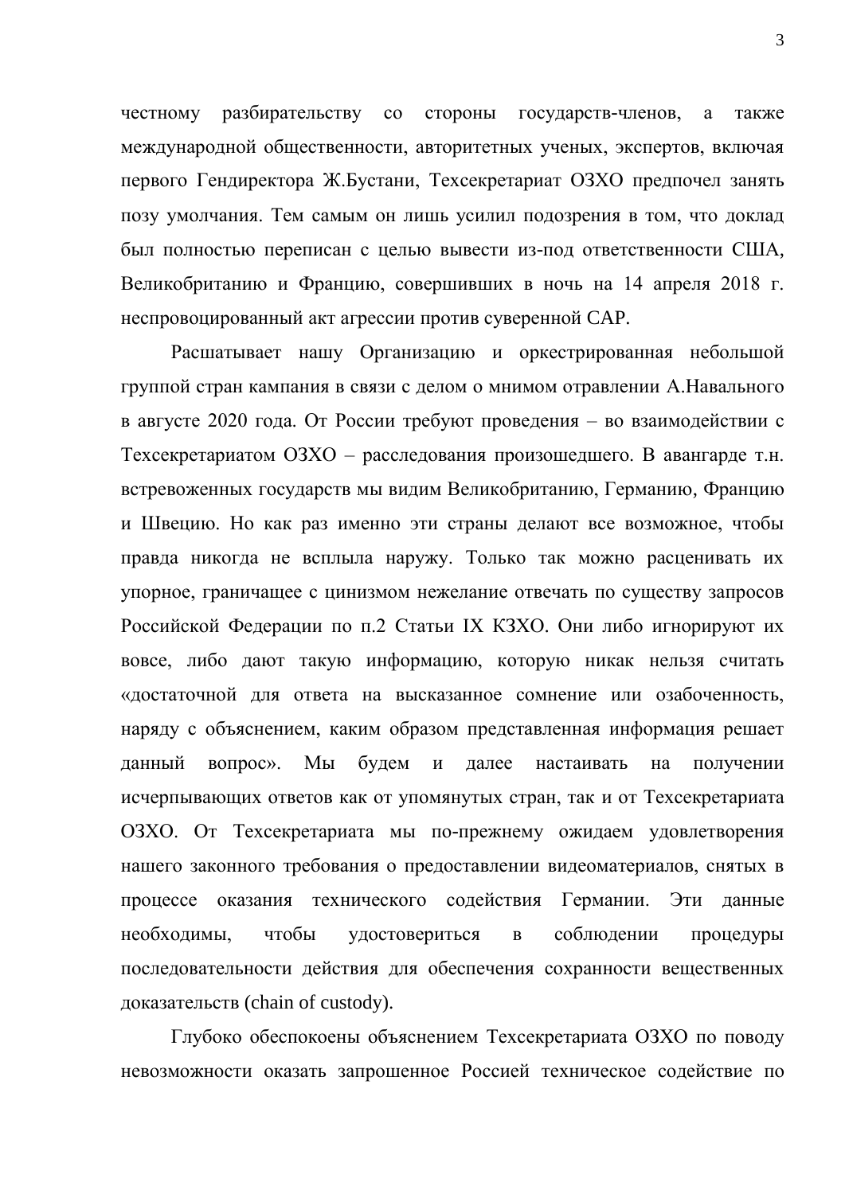честному разбирательству со стороны государств-членов, а также международной общественности, авторитетных ученых, экспертов, включая первого Гендиректора Ж.Бустани, Техсекретариат ОЗХО предпочел занять позу умолчания. Тем самым он лишь усилил подозрения в том, что доклад был полностью переписан с целью вывести из-под ответственности США, Великобританию и Францию, совершивших в ночь на 14 апреля 2018 г. неспровоцированный акт агрессии против суверенной САР.

Расшатывает нашу Организацию и оркестрированная небольшой группой стран кампания в связи с делом о мнимом отравлении А.Навального в августе 2020 года. От России требуют проведения – во взаимодействии с Техсекретариатом ОЗХО – расследования произошедшего. В авангарде т.н. встревоженных государств мы видим Великобританию, Германию, Францию и Швецию. Но как раз именно эти страны делают все возможное, чтобы правда никогда не всплыла наружу. Только так можно расценивать их упорное, граничащее с цинизмом нежелание отвечать по существу запросов Российской Федерации по п.2 Статьи IX КЗХО. Они либо игнорируют их вовсе, либо дают такую информацию, которую никак нельзя считать «достаточной для ответа на высказанное сомнение или озабоченность, наряду с объяснением, каким образом представленная информация решает данный вопрос». Мы будем и далее настаивать на получении исчерпывающих ответов как от упомянутых стран, так и от Техсекретариата ОЗХО. От Техсекретариата мы по-прежнему ожидаем удовлетворения нашего законного требования о предоставлении видеоматериалов, снятых в процессе оказания технического содействия Германии. Эти данные необходимы, чтобы удостовериться в соблюдении процедуры последовательности действия для обеспечения сохранности вещественных доказательств (chain of custody).

Глубоко обеспокоены объяснением Техсекретариата ОЗХО по поводу невозможности оказать запрошенное Россией техническое содействие по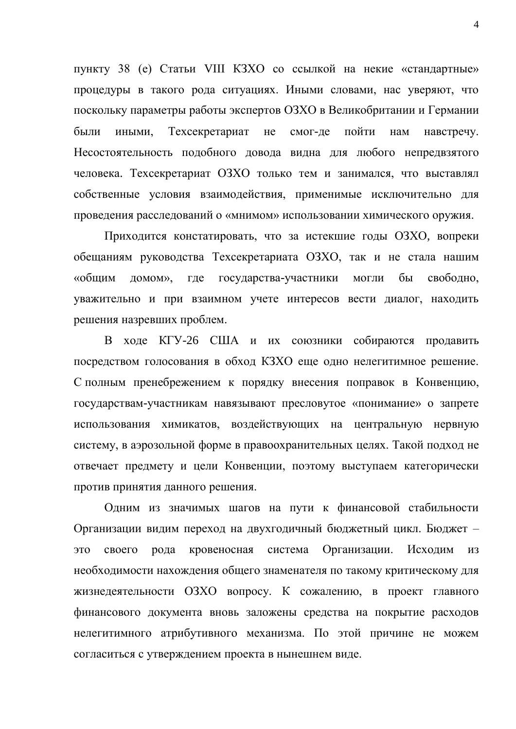пункту 38 (е) Статьи VIII КЗХО со ссылкой на некие «стандартные» процедуры в такого рода ситуациях. Иными словами, нас уверяют, что поскольку параметры работы экспертов ОЗХО в Великобритании и Германии были иными, Техсекретариат не смог-де пойти нам навстречу. Несостоятельность подобного довода видна для любого непредвзятого человека. Техсекретариат ОЗХО только тем и занимался, что выставлял собственные условия взаимодействия, применимые исключительно для проведения расследований о «мнимом» использовании химического оружия.

Приходится констатировать, что за истекшие годы ОЗХО, вопреки обещаниям руководства Техсекретариата ОЗХО, так и не стала нашим «общим домом», где государства-участники могли бы свободно, уважительно и при взаимном учете интересов вести диалог, находить решения назревших проблем.

В ходе КГУ-26 США и их союзники собираются продавить посредством голосования в обход КЗХО еще одно нелегитимное решение. С полным пренебрежением к порядку внесения поправок в Конвенцию, государствам-участникам навязывают пресловутое «понимание» о запрете использования химикатов, воздействующих на центральную нервную систему, в аэрозольной форме в правоохранительных целях. Такой подход не отвечает предмету и цели Конвенции, поэтому выступаем категорически против принятия данного решения.

Одним из значимых шагов на пути к финансовой стабильности Организации видим переход на двухгодичный бюджетный цикл. Бюджет – это своего рода кровеносная система Организации. Исходим из необходимости нахождения общего знаменателя по такому критическому для жизнедеятельности ОЗХО вопросу. К сожалению, в проект главного финансового документа вновь заложены средства на покрытие расходов нелегитимного атрибутивного механизма. По этой причине не можем согласиться с утверждением проекта в нынешнем виде.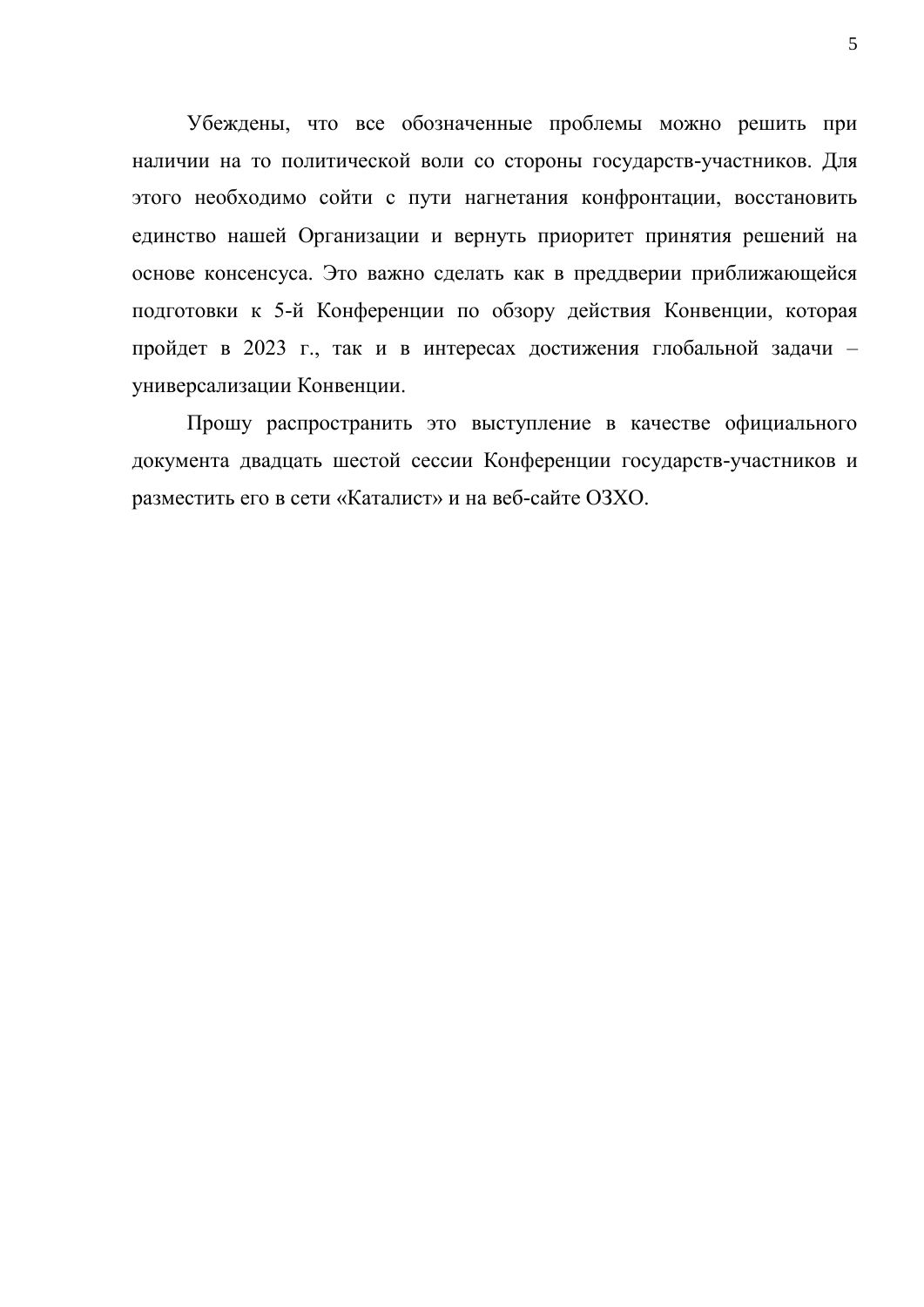Убеждены, что все обозначенные проблемы можно решить при наличии на то политической воли со стороны государств-участников. Для этого необходимо сойти с пути нагнетания конфронтации, восстановить единство нашей Организации и вернуть приоритет принятия решений на основе консенсуса. Это важно сделать как в преддверии приближающейся подготовки к 5-й Конференции по обзору действия Конвенции, которая пройдет в 2023 г., так и в интересах достижения глобальной задачи – универсализации Конвенции.

Прошу распространить это выступление в качестве официального документа двадцать шестой сессии Конференции государств-участников и разместить его в сети «Каталист» и на веб-сайте ОЗХО.